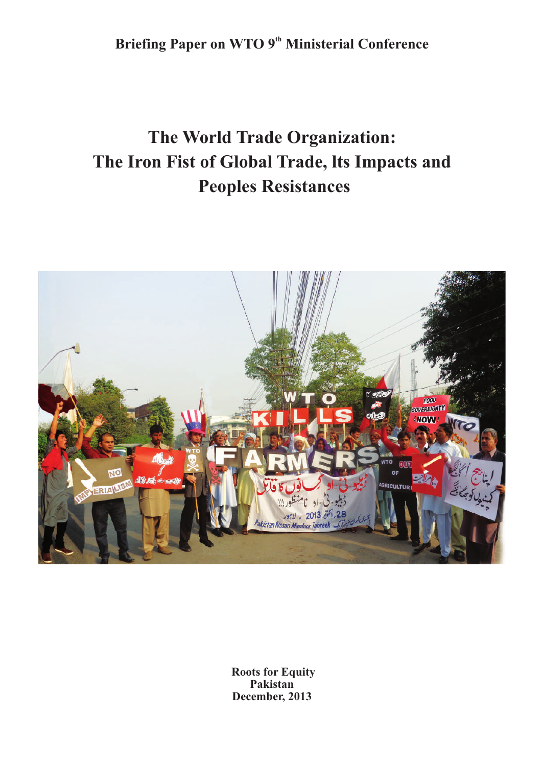Briefing Paper on WTO 9th Ministerial Conference

# The World Trade Organization: The Iron Fist of Global Trade, Its Impacts and Peoples Resistances

**Roots for Equity**
**Pakistan**
**December, 2013**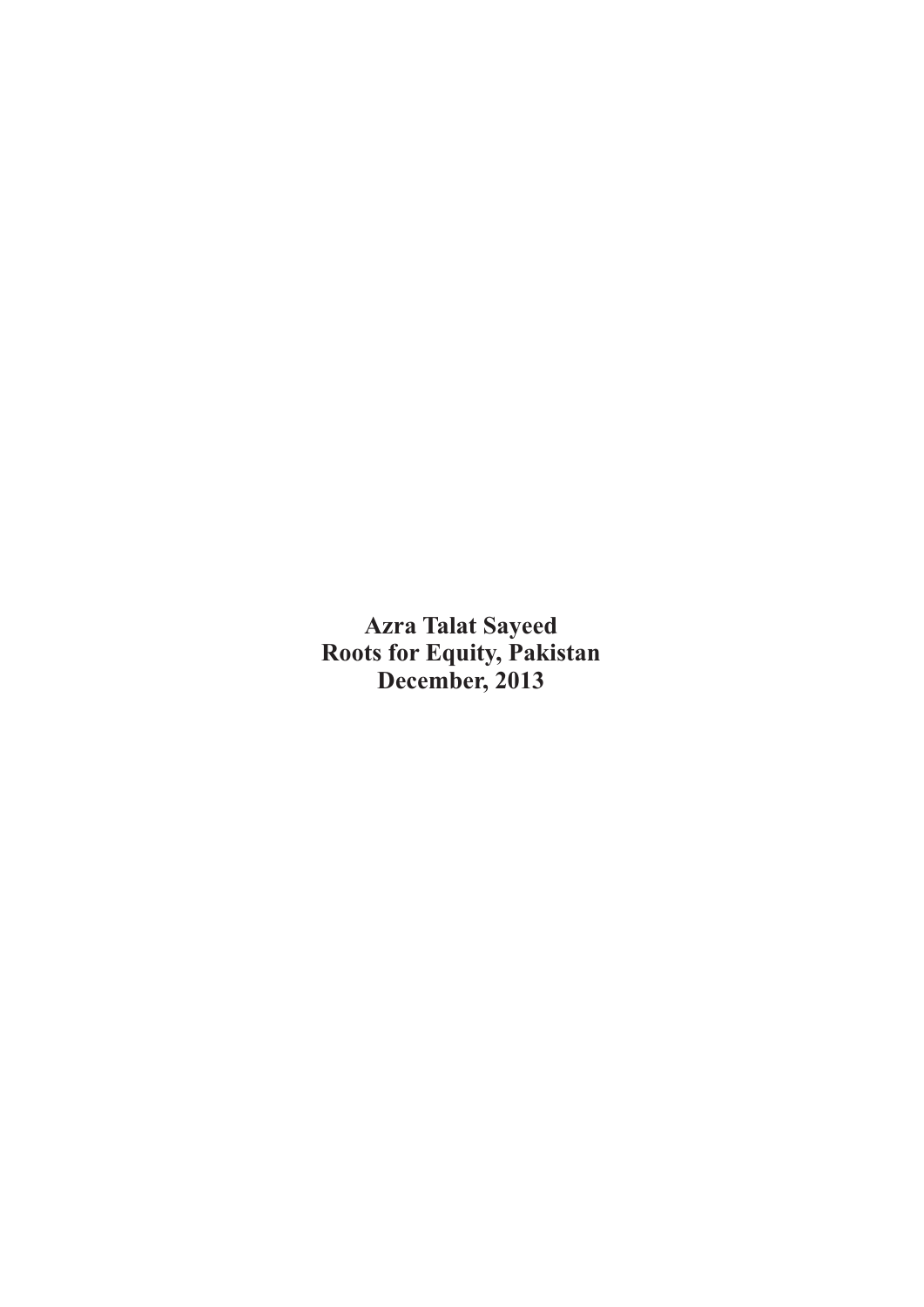**Azra Talat Sayeed**
**Roots for Equity, Pakistan**
**December, 2013**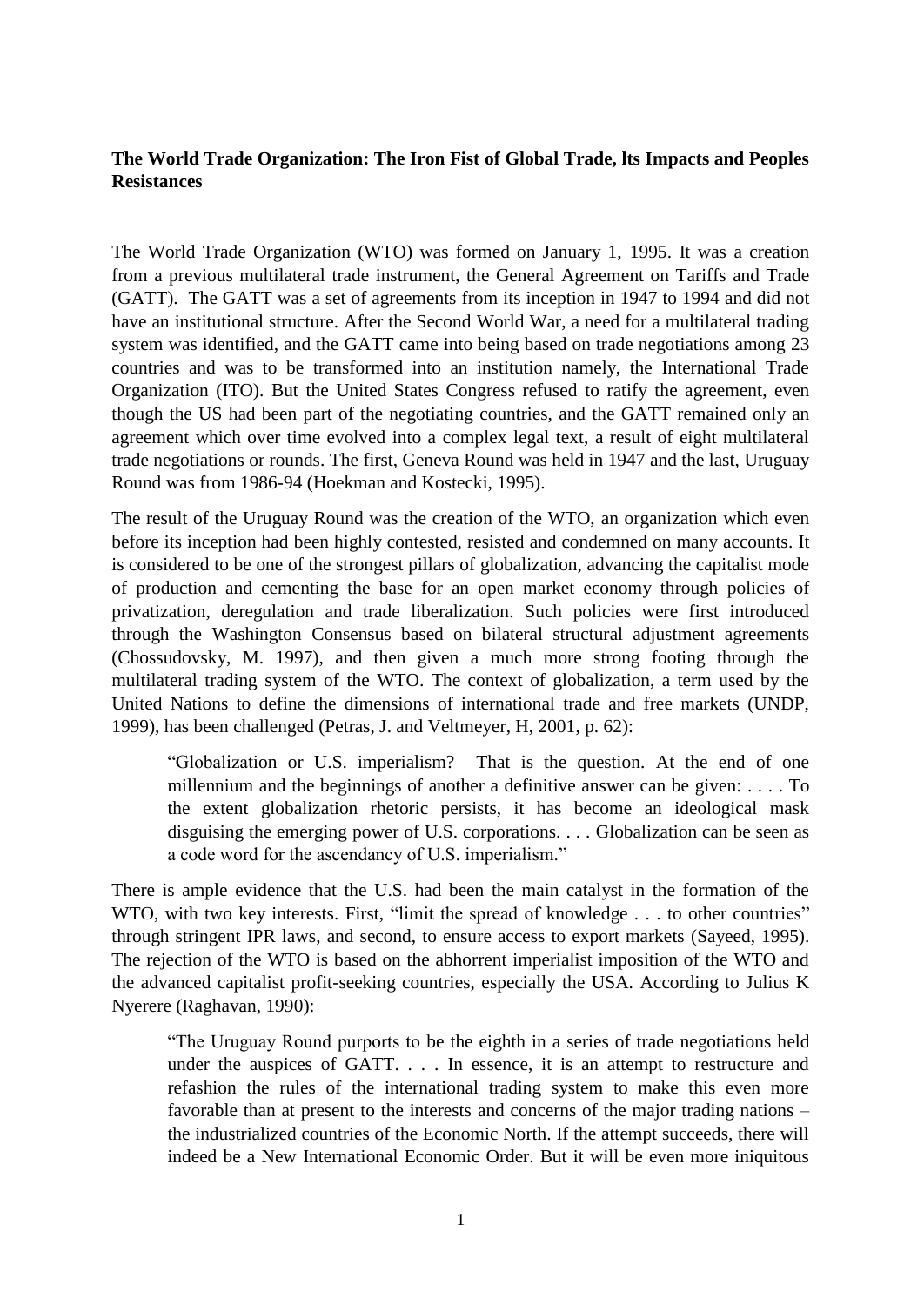**The World Trade Organization: The Iron Fist of Global Trade, lts Impacts and Peoples Resistances**

The World Trade Organization (WTO) was formed on January 1, 1995. It was a creation from a previous multilateral trade instrument, the General Agreement on Tariffs and Trade (GATT). The GATT was a set of agreements from its inception in 1947 to 1994 and did not have an institutional structure. After the Second World War, a need for a multilateral trading system was identified, and the GATT came into being based on trade negotiations among 23 countries and was to be transformed into an institution namely, the International Trade Organization (ITO). But the United States Congress refused to ratify the agreement, even though the US had been part of the negotiating countries, and the GATT remained only an agreement which over time evolved into a complex legal text, a result of eight multilateral trade negotiations or rounds. The first, Geneva Round was held in 1947 and the last, Uruguay Round was from 1986-94 (Hoekman and Kostecki, 1995).

The result of the Uruguay Round was the creation of the WTO, an organization which even before its inception had been highly contested, resisted and condemned on many accounts. It is considered to be one of the strongest pillars of globalization, advancing the capitalist mode of production and cementing the base for an open market economy through policies of privatization, deregulation and trade liberalization. Such policies were first introduced through the Washington Consensus based on bilateral structural adjustment agreements (Chossudovsky, M. 1997), and then given a much more strong footing through the multilateral trading system of the WTO. The context of globalization, a term used by the United Nations to define the dimensions of international trade and free markets (UNDP, 1999), has been challenged (Petras, J. and Veltmeyer, H, 2001, p. 62):

> "Globalization or U.S. imperialism? That is the question. At the end of one millennium and the beginnings of another a definitive answer can be given: . . . . To the extent globalization rhetoric persists, it has become an ideological mask disguising the emerging power of U.S. corporations. . . . Globalization can be seen as a code word for the ascendancy of U.S. imperialism."

There is ample evidence that the U.S. had been the main catalyst in the formation of the WTO, with two key interests. First, "limit the spread of knowledge . . . to other countries" through stringent IPR laws, and second, to ensure access to export markets (Sayeed, 1995). The rejection of the WTO is based on the abhorrent imperialist imposition of the WTO and the advanced capitalist profit-seeking countries, especially the USA. According to Julius K Nyerere (Raghavan, 1990):

> "The Uruguay Round purports to be the eighth in a series of trade negotiations held under the auspices of GATT. . . . In essence, it is an attempt to restructure and refashion the rules of the international trading system to make this even more favorable than at present to the interests and concerns of the major trading nations – the industrialized countries of the Economic North. If the attempt succeeds, there will indeed be a New International Economic Order. But it will be even more iniquitous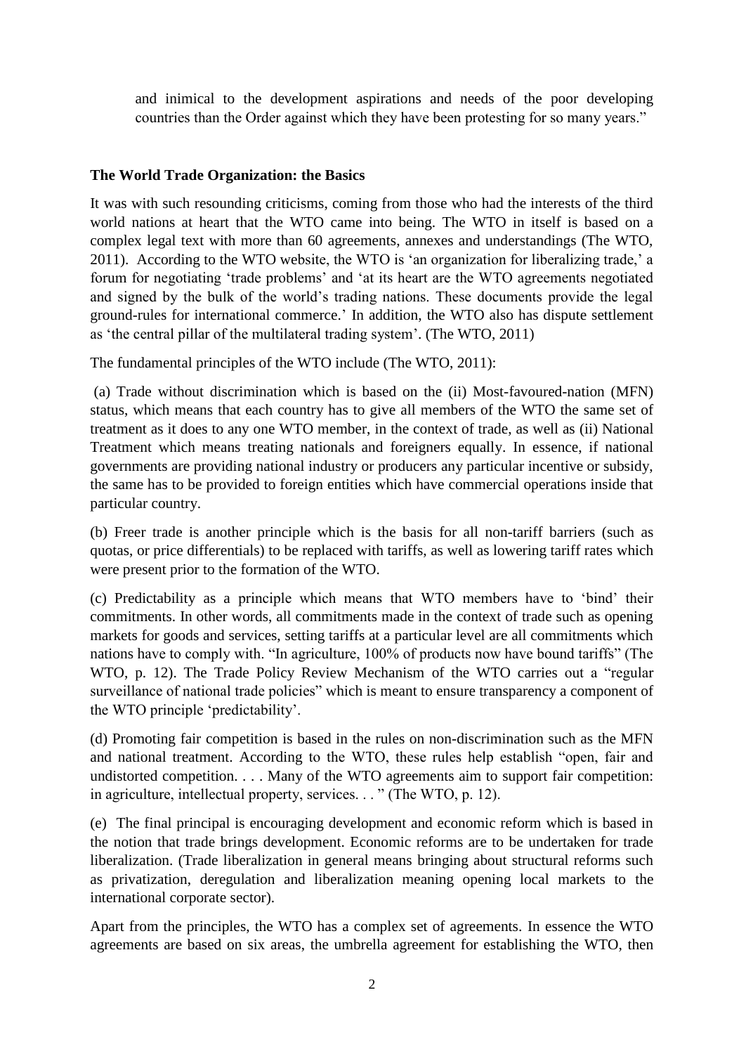and inimical to the development aspirations and needs of the poor developing countries than the Order against which they have been protesting for so many years."

**The World Trade Organization: the Basics**

It was with such resounding criticisms, coming from those who had the interests of the third world nations at heart that the WTO came into being. The WTO in itself is based on a complex legal text with more than 60 agreements, annexes and understandings (The WTO, 2011). According to the WTO website, the WTO is 'an organization for liberalizing trade,' a forum for negotiating 'trade problems' and 'at its heart are the WTO agreements negotiated and signed by the bulk of the world's trading nations. These documents provide the legal ground-rules for international commerce.' In addition, the WTO also has dispute settlement as 'the central pillar of the multilateral trading system'. (The WTO, 2011)

The fundamental principles of the WTO include (The WTO, 2011):

(a) Trade without discrimination which is based on the (ii) Most-favoured-nation (MFN) status, which means that each country has to give all members of the WTO the same set of treatment as it does to any one WTO member, in the context of trade, as well as (ii) National Treatment which means treating nationals and foreigners equally. In essence, if national governments are providing national industry or producers any particular incentive or subsidy, the same has to be provided to foreign entities which have commercial operations inside that particular country.

(b) Freer trade is another principle which is the basis for all non-tariff barriers (such as quotas, or price differentials) to be replaced with tariffs, as well as lowering tariff rates which were present prior to the formation of the WTO.

(c) Predictability as a principle which means that WTO members have to 'bind' their commitments. In other words, all commitments made in the context of trade such as opening markets for goods and services, setting tariffs at a particular level are all commitments which nations have to comply with. "In agriculture, 100% of products now have bound tariffs" (The WTO, p. 12). The Trade Policy Review Mechanism of the WTO carries out a "regular surveillance of national trade policies" which is meant to ensure transparency a component of the WTO principle 'predictability'.

(d) Promoting fair competition is based in the rules on non-discrimination such as the MFN and national treatment. According to the WTO, these rules help establish "open, fair and undistorted competition. . . . Many of the WTO agreements aim to support fair competition: in agriculture, intellectual property, services. . . " (The WTO, p. 12).

(e) The final principal is encouraging development and economic reform which is based in the notion that trade brings development. Economic reforms are to be undertaken for trade liberalization. (Trade liberalization in general means bringing about structural reforms such as privatization, deregulation and liberalization meaning opening local markets to the international corporate sector).

Apart from the principles, the WTO has a complex set of agreements. In essence the WTO agreements are based on six areas, the umbrella agreement for establishing the WTO, then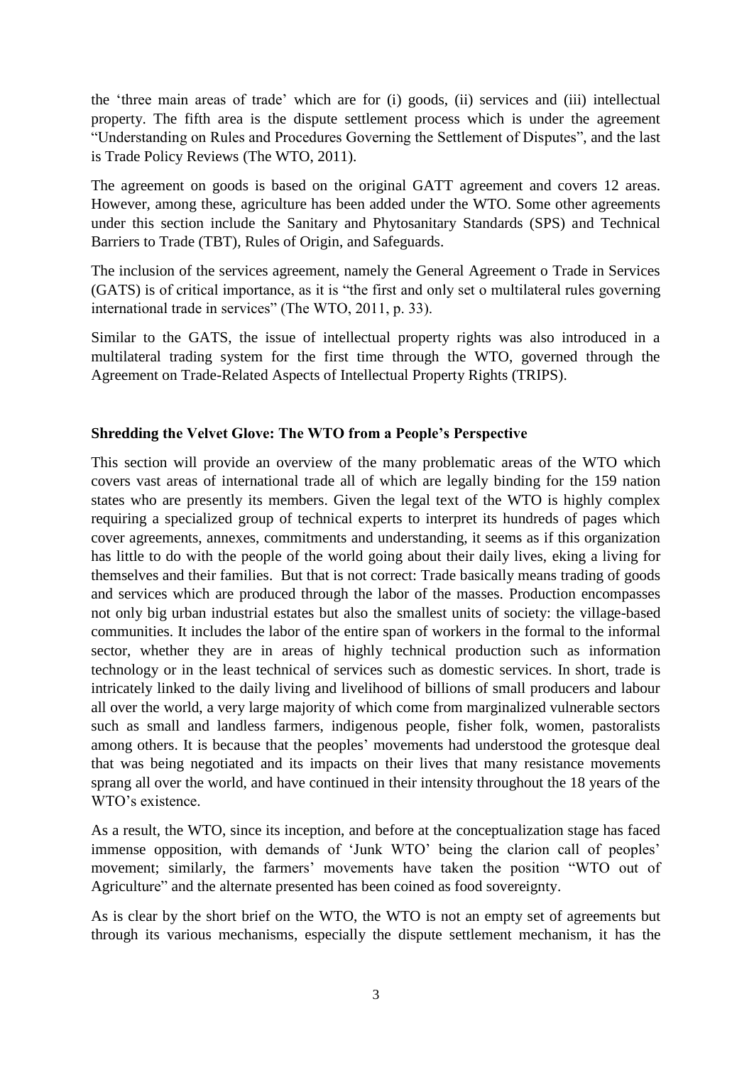the 'three main areas of trade' which are for (i) goods, (ii) services and (iii) intellectual property. The fifth area is the dispute settlement process which is under the agreement "Understanding on Rules and Procedures Governing the Settlement of Disputes", and the last is Trade Policy Reviews (The WTO, 2011).

The agreement on goods is based on the original GATT agreement and covers 12 areas. However, among these, agriculture has been added under the WTO. Some other agreements under this section include the Sanitary and Phytosanitary Standards (SPS) and Technical Barriers to Trade (TBT), Rules of Origin, and Safeguards.

The inclusion of the services agreement, namely the General Agreement o Trade in Services (GATS) is of critical importance, as it is "the first and only set o multilateral rules governing international trade in services" (The WTO, 2011, p. 33).

Similar to the GATS, the issue of intellectual property rights was also introduced in a multilateral trading system for the first time through the WTO, governed through the Agreement on Trade-Related Aspects of Intellectual Property Rights (TRIPS).

## Shredding the Velvet Glove: The WTO from a People's Perspective

This section will provide an overview of the many problematic areas of the WTO which covers vast areas of international trade all of which are legally binding for the 159 nation states who are presently its members. Given the legal text of the WTO is highly complex requiring a specialized group of technical experts to interpret its hundreds of pages which cover agreements, annexes, commitments and understanding, it seems as if this organization has little to do with the people of the world going about their daily lives, eking a living for themselves and their families. But that is not correct: Trade basically means trading of goods and services which are produced through the labor of the masses. Production encompasses not only big urban industrial estates but also the smallest units of society: the village-based communities. It includes the labor of the entire span of workers in the formal to the informal sector, whether they are in areas of highly technical production such as information technology or in the least technical of services such as domestic services. In short, trade is intricately linked to the daily living and livelihood of billions of small producers and labour all over the world, a very large majority of which come from marginalized vulnerable sectors such as small and landless farmers, indigenous people, fisher folk, women, pastoralists among others. It is because that the peoples' movements had understood the grotesque deal that was being negotiated and its impacts on their lives that many resistance movements sprang all over the world, and have continued in their intensity throughout the 18 years of the WTO's existence.

As a result, the WTO, since its inception, and before at the conceptualization stage has faced immense opposition, with demands of 'Junk WTO' being the clarion call of peoples' movement; similarly, the farmers' movements have taken the position "WTO out of Agriculture" and the alternate presented has been coined as food sovereignty.

As is clear by the short brief on the WTO, the WTO is not an empty set of agreements but through its various mechanisms, especially the dispute settlement mechanism, it has the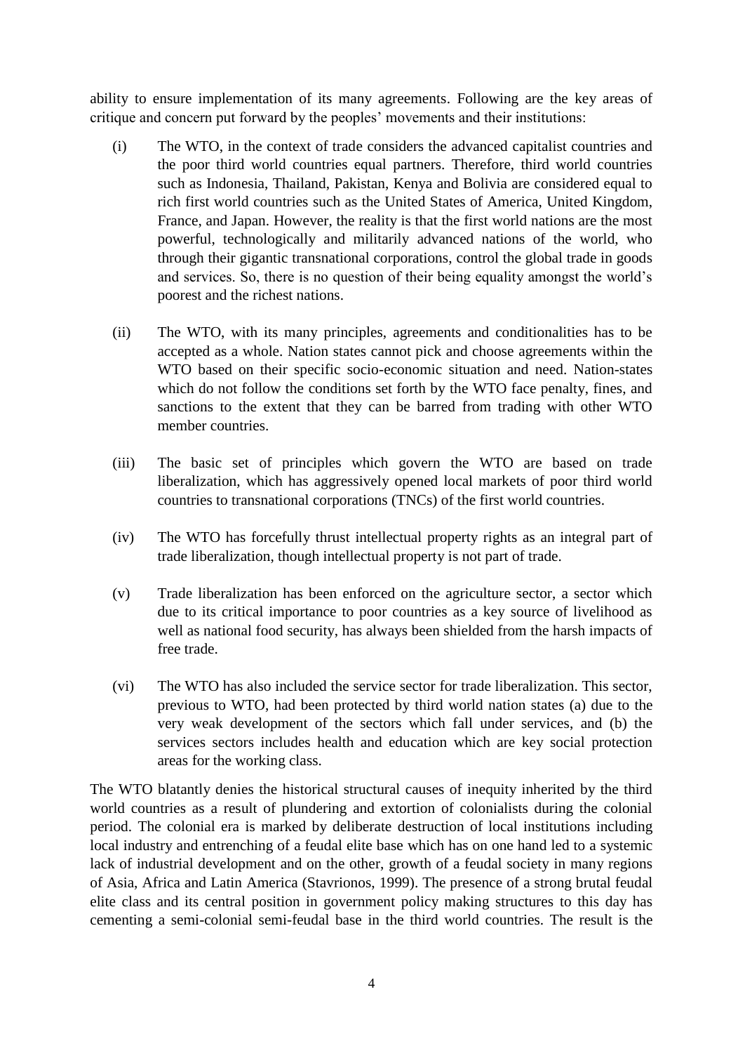ability to ensure implementation of its many agreements. Following are the key areas of critique and concern put forward by the peoples' movements and their institutions:

(i) The WTO, in the context of trade considers the advanced capitalist countries and the poor third world countries equal partners. Therefore, third world countries such as Indonesia, Thailand, Pakistan, Kenya and Bolivia are considered equal to rich first world countries such as the United States of America, United Kingdom, France, and Japan. However, the reality is that the first world nations are the most powerful, technologically and militarily advanced nations of the world, who through their gigantic transnational corporations, control the global trade in goods and services. So, there is no question of their being equality amongst the world's poorest and the richest nations.

(ii) The WTO, with its many principles, agreements and conditionalities has to be accepted as a whole. Nation states cannot pick and choose agreements within the WTO based on their specific socio-economic situation and need. Nation-states which do not follow the conditions set forth by the WTO face penalty, fines, and sanctions to the extent that they can be barred from trading with other WTO member countries.

(iii) The basic set of principles which govern the WTO are based on trade liberalization, which has aggressively opened local markets of poor third world countries to transnational corporations (TNCs) of the first world countries.

(iv) The WTO has forcefully thrust intellectual property rights as an integral part of trade liberalization, though intellectual property is not part of trade.

(v) Trade liberalization has been enforced on the agriculture sector, a sector which due to its critical importance to poor countries as a key source of livelihood as well as national food security, has always been shielded from the harsh impacts of free trade.

(vi) The WTO has also included the service sector for trade liberalization. This sector, previous to WTO, had been protected by third world nation states (a) due to the very weak development of the sectors which fall under services, and (b) the services sectors includes health and education which are key social protection areas for the working class.

The WTO blatantly denies the historical structural causes of inequity inherited by the third world countries as a result of plundering and extortion of colonialists during the colonial period. The colonial era is marked by deliberate destruction of local institutions including local industry and entrenching of a feudal elite base which has on one hand led to a systemic lack of industrial development and on the other, growth of a feudal society in many regions of Asia, Africa and Latin America (Stavrionos, 1999). The presence of a strong brutal feudal elite class and its central position in government policy making structures to this day has cementing a semi-colonial semi-feudal base in the third world countries. The result is the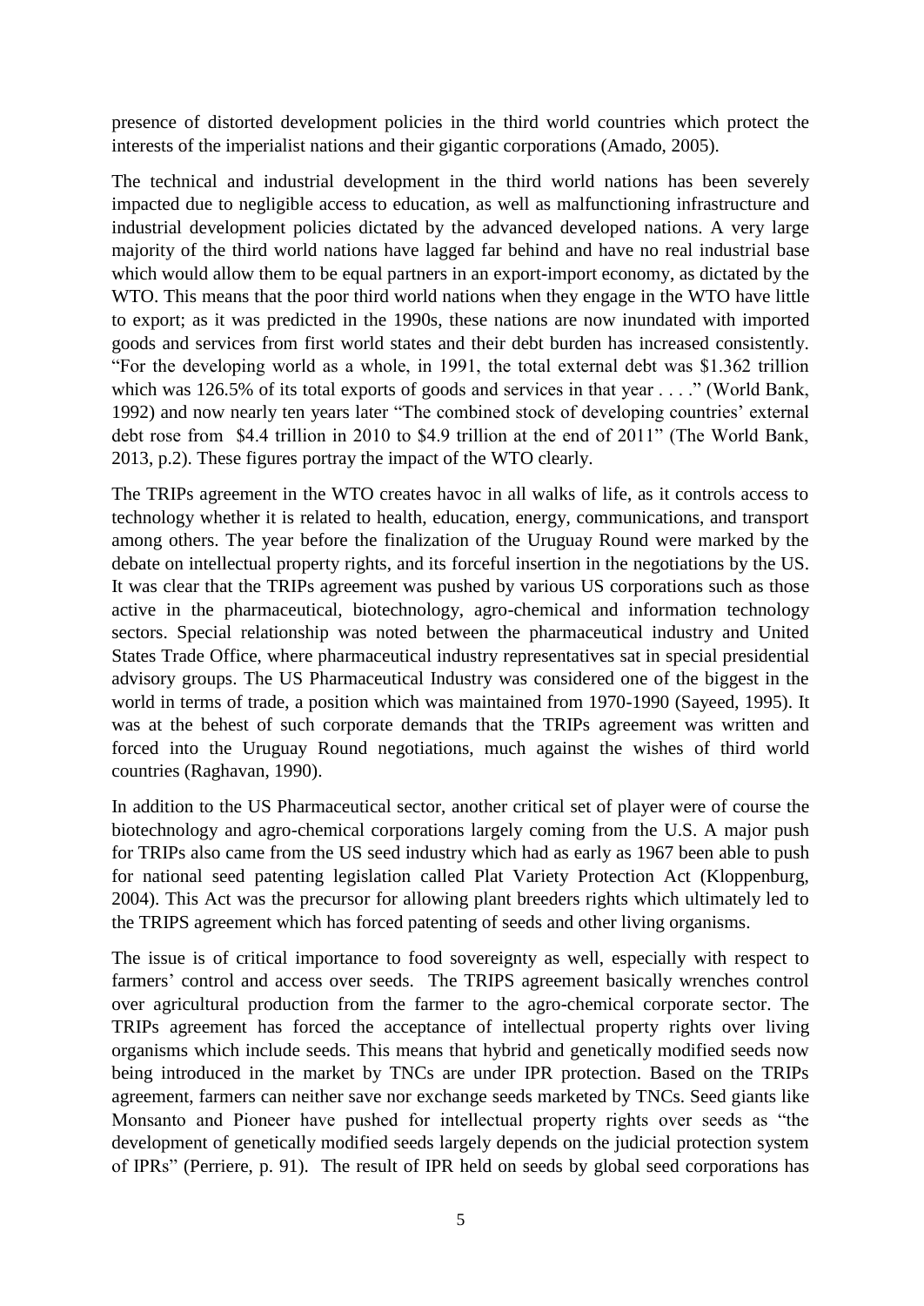presence of distorted development policies in the third world countries which protect the interests of the imperialist nations and their gigantic corporations (Amado, 2005).

The technical and industrial development in the third world nations has been severely impacted due to negligible access to education, as well as malfunctioning infrastructure and industrial development policies dictated by the advanced developed nations. A very large majority of the third world nations have lagged far behind and have no real industrial base which would allow them to be equal partners in an export-import economy, as dictated by the WTO. This means that the poor third world nations when they engage in the WTO have little to export; as it was predicted in the 1990s, these nations are now inundated with imported goods and services from first world states and their debt burden has increased consistently. "For the developing world as a whole, in 1991, the total external debt was $1.362 trillion which was 126.5% of its total exports of goods and services in that year . . . ." (World Bank, 1992) and now nearly ten years later "The combined stock of developing countries' external debt rose from $4.4 trillion in 2010 to $4.9 trillion at the end of 2011" (The World Bank, 2013, p.2). These figures portray the impact of the WTO clearly.

The TRIPs agreement in the WTO creates havoc in all walks of life, as it controls access to technology whether it is related to health, education, energy, communications, and transport among others. The year before the finalization of the Uruguay Round were marked by the debate on intellectual property rights, and its forceful insertion in the negotiations by the US. It was clear that the TRIPs agreement was pushed by various US corporations such as those active in the pharmaceutical, biotechnology, agro-chemical and information technology sectors. Special relationship was noted between the pharmaceutical industry and United States Trade Office, where pharmaceutical industry representatives sat in special presidential advisory groups. The US Pharmaceutical Industry was considered one of the biggest in the world in terms of trade, a position which was maintained from 1970-1990 (Sayeed, 1995). It was at the behest of such corporate demands that the TRIPs agreement was written and forced into the Uruguay Round negotiations, much against the wishes of third world countries (Raghavan, 1990).

In addition to the US Pharmaceutical sector, another critical set of player were of course the biotechnology and agro-chemical corporations largely coming from the U.S. A major push for TRIPs also came from the US seed industry which had as early as 1967 been able to push for national seed patenting legislation called Plat Variety Protection Act (Kloppenburg, 2004). This Act was the precursor for allowing plant breeders rights which ultimately led to the TRIPS agreement which has forced patenting of seeds and other living organisms.

The issue is of critical importance to food sovereignty as well, especially with respect to farmers' control and access over seeds. The TRIPS agreement basically wrenches control over agricultural production from the farmer to the agro-chemical corporate sector. The TRIPs agreement has forced the acceptance of intellectual property rights over living organisms which include seeds. This means that hybrid and genetically modified seeds now being introduced in the market by TNCs are under IPR protection. Based on the TRIPs agreement, farmers can neither save nor exchange seeds marketed by TNCs. Seed giants like Monsanto and Pioneer have pushed for intellectual property rights over seeds as "the development of genetically modified seeds largely depends on the judicial protection system of IPRs" (Perriere, p. 91). The result of IPR held on seeds by global seed corporations has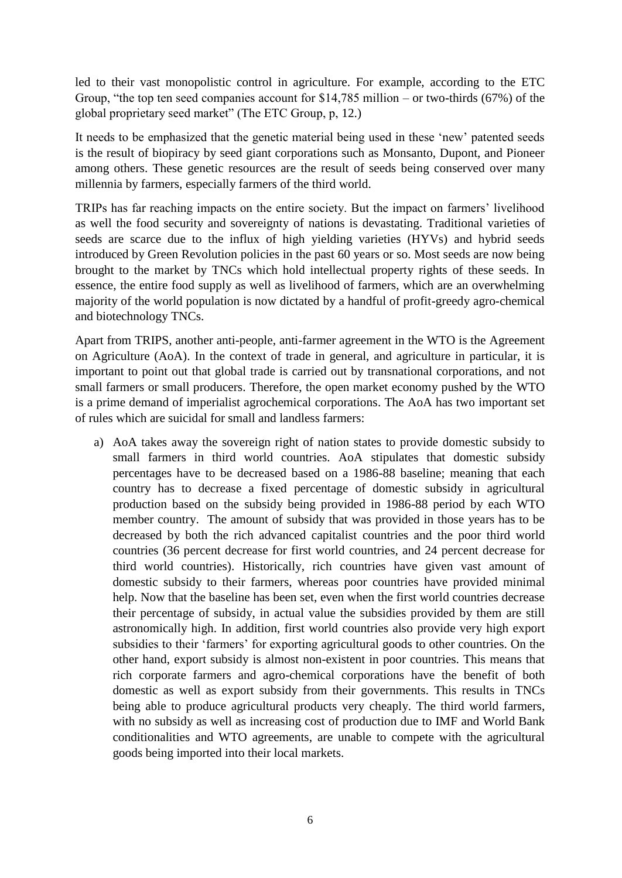led to their vast monopolistic control in agriculture. For example, according to the ETC Group, "the top ten seed companies account for $14,785 million – or two-thirds (67%) of the global proprietary seed market" (The ETC Group, p, 12.)

It needs to be emphasized that the genetic material being used in these 'new' patented seeds is the result of biopiracy by seed giant corporations such as Monsanto, Dupont, and Pioneer among others. These genetic resources are the result of seeds being conserved over many millennia by farmers, especially farmers of the third world.

TRIPs has far reaching impacts on the entire society. But the impact on farmers' livelihood as well the food security and sovereignty of nations is devastating. Traditional varieties of seeds are scarce due to the influx of high yielding varieties (HYVs) and hybrid seeds introduced by Green Revolution policies in the past 60 years or so. Most seeds are now being brought to the market by TNCs which hold intellectual property rights of these seeds. In essence, the entire food supply as well as livelihood of farmers, which are an overwhelming majority of the world population is now dictated by a handful of profit-greedy agro-chemical and biotechnology TNCs.

Apart from TRIPS, another anti-people, anti-farmer agreement in the WTO is the Agreement on Agriculture (AoA). In the context of trade in general, and agriculture in particular, it is important to point out that global trade is carried out by transnational corporations, and not small farmers or small producers. Therefore, the open market economy pushed by the WTO is a prime demand of imperialist agrochemical corporations. The AoA has two important set of rules which are suicidal for small and landless farmers:

a) AoA takes away the sovereign right of nation states to provide domestic subsidy to small farmers in third world countries. AoA stipulates that domestic subsidy percentages have to be decreased based on a 1986-88 baseline; meaning that each country has to decrease a fixed percentage of domestic subsidy in agricultural production based on the subsidy being provided in 1986-88 period by each WTO member country. The amount of subsidy that was provided in those years has to be decreased by both the rich advanced capitalist countries and the poor third world countries (36 percent decrease for first world countries, and 24 percent decrease for third world countries). Historically, rich countries have given vast amount of domestic subsidy to their farmers, whereas poor countries have provided minimal help. Now that the baseline has been set, even when the first world countries decrease their percentage of subsidy, in actual value the subsidies provided by them are still astronomically high. In addition, first world countries also provide very high export subsidies to their 'farmers' for exporting agricultural goods to other countries. On the other hand, export subsidy is almost non-existent in poor countries. This means that rich corporate farmers and agro-chemical corporations have the benefit of both domestic as well as export subsidy from their governments. This results in TNCs being able to produce agricultural products very cheaply. The third world farmers, with no subsidy as well as increasing cost of production due to IMF and World Bank conditionalities and WTO agreements, are unable to compete with the agricultural goods being imported into their local markets.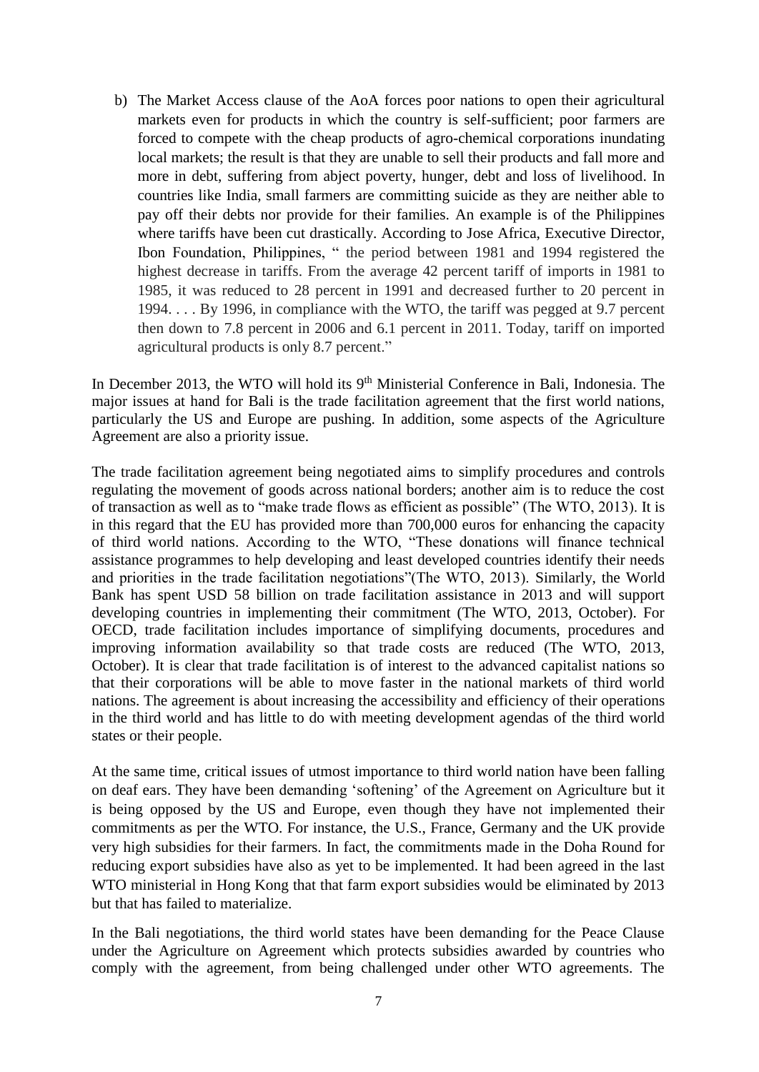b) The Market Access clause of the AoA forces poor nations to open their agricultural markets even for products in which the country is self-sufficient; poor farmers are forced to compete with the cheap products of agro-chemical corporations inundating local markets; the result is that they are unable to sell their products and fall more and more in debt, suffering from abject poverty, hunger, debt and loss of livelihood. In countries like India, small farmers are committing suicide as they are neither able to pay off their debts nor provide for their families. An example is of the Philippines where tariffs have been cut drastically. According to Jose Africa, Executive Director, Ibon Foundation, Philippines, " the period between 1981 and 1994 registered the highest decrease in tariffs. From the average 42 percent tariff of imports in 1981 to 1985, it was reduced to 28 percent in 1991 and decreased further to 20 percent in 1994. . . . By 1996, in compliance with the WTO, the tariff was pegged at 9.7 percent then down to 7.8 percent in 2006 and 6.1 percent in 2011. Today, tariff on imported agricultural products is only 8.7 percent."

In December 2013, the WTO will hold its 9th Ministerial Conference in Bali, Indonesia. The major issues at hand for Bali is the trade facilitation agreement that the first world nations, particularly the US and Europe are pushing. In addition, some aspects of the Agriculture Agreement are also a priority issue.

The trade facilitation agreement being negotiated aims to simplify procedures and controls regulating the movement of goods across national borders; another aim is to reduce the cost of transaction as well as to "make trade flows as efficient as possible" (The WTO, 2013). It is in this regard that the EU has provided more than 700,000 euros for enhancing the capacity of third world nations. According to the WTO, "These donations will finance technical assistance programmes to help developing and least developed countries identify their needs and priorities in the trade facilitation negotiations"(The WTO, 2013). Similarly, the World Bank has spent USD 58 billion on trade facilitation assistance in 2013 and will support developing countries in implementing their commitment (The WTO, 2013, October). For OECD, trade facilitation includes importance of simplifying documents, procedures and improving information availability so that trade costs are reduced (The WTO, 2013, October). It is clear that trade facilitation is of interest to the advanced capitalist nations so that their corporations will be able to move faster in the national markets of third world nations. The agreement is about increasing the accessibility and efficiency of their operations in the third world and has little to do with meeting development agendas of the third world states or their people.

At the same time, critical issues of utmost importance to third world nation have been falling on deaf ears. They have been demanding 'softening' of the Agreement on Agriculture but it is being opposed by the US and Europe, even though they have not implemented their commitments as per the WTO. For instance, the U.S., France, Germany and the UK provide very high subsidies for their farmers. In fact, the commitments made in the Doha Round for reducing export subsidies have also as yet to be implemented. It had been agreed in the last WTO ministerial in Hong Kong that that farm export subsidies would be eliminated by 2013 but that has failed to materialize.

In the Bali negotiations, the third world states have been demanding for the Peace Clause under the Agriculture on Agreement which protects subsidies awarded by countries who comply with the agreement, from being challenged under other WTO agreements. The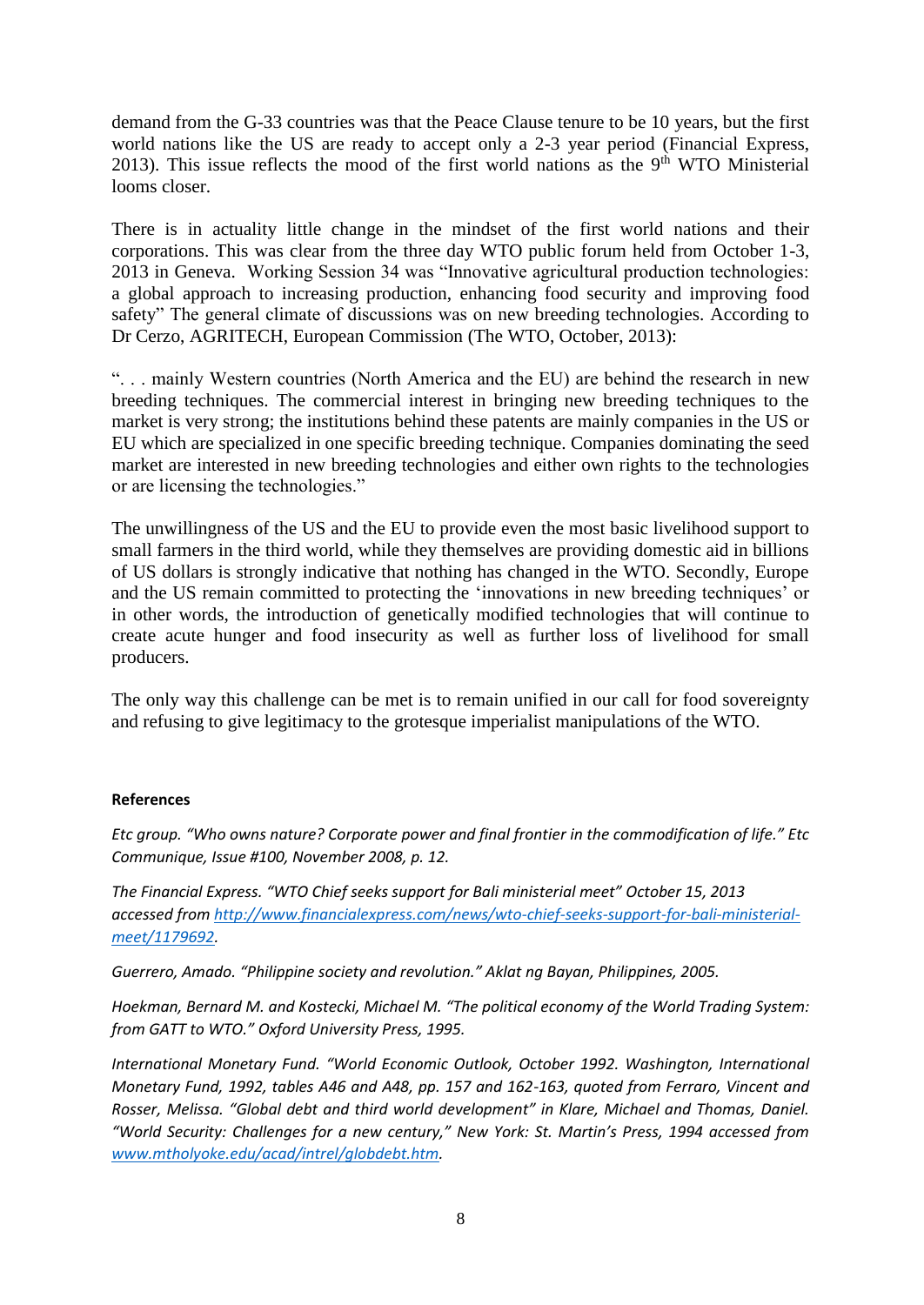demand from the G-33 countries was that the Peace Clause tenure to be 10 years, but the first world nations like the US are ready to accept only a 2-3 year period (Financial Express, 2013). This issue reflects the mood of the first world nations as the 9th WTO Ministerial looms closer.

There is in actuality little change in the mindset of the first world nations and their corporations. This was clear from the three day WTO public forum held from October 1-3, 2013 in Geneva. Working Session 34 was "Innovative agricultural production technologies: a global approach to increasing production, enhancing food security and improving food safety" The general climate of discussions was on new breeding technologies. According to Dr Cerzo, AGRITECH, European Commission (The WTO, October, 2013):

". . . mainly Western countries (North America and the EU) are behind the research in new breeding techniques. The commercial interest in bringing new breeding techniques to the market is very strong; the institutions behind these patents are mainly companies in the US or EU which are specialized in one specific breeding technique. Companies dominating the seed market are interested in new breeding technologies and either own rights to the technologies or are licensing the technologies."

The unwillingness of the US and the EU to provide even the most basic livelihood support to small farmers in the third world, while they themselves are providing domestic aid in billions of US dollars is strongly indicative that nothing has changed in the WTO. Secondly, Europe and the US remain committed to protecting the 'innovations in new breeding techniques' or in other words, the introduction of genetically modified technologies that will continue to create acute hunger and food insecurity as well as further loss of livelihood for small producers.

The only way this challenge can be met is to remain unified in our call for food sovereignty and refusing to give legitimacy to the grotesque imperialist manipulations of the WTO.

**References**

*Etc group. "Who owns nature? Corporate power and final frontier in the commodification of life." Etc Communique, Issue #100, November 2008, p. 12.*

*The Financial Express. "WTO Chief seeks support for Bali ministerial meet" October 15, 2013 accessed from [http://www.financialexpress.com/news/wto-chief-seeks-support-for-bali-ministerial-meet/1179692](http://www.financialexpress.com/news/wto-chief-seeks-support-for-bali-ministerial-meet/1179692).*

*Guerrero, Amado. "Philippine society and revolution." Aklat ng Bayan, Philippines, 2005.*

*Hoekman, Bernard M. and Kostecki, Michael M. "The political economy of the World Trading System: from GATT to WTO." Oxford University Press, 1995.*

*International Monetary Fund. "World Economic Outlook, October 1992. Washington, International Monetary Fund, 1992, tables A46 and A48, pp. 157 and 162-163, quoted from Ferraro, Vincent and Rosser, Melissa. "Global debt and third world development" in Klare, Michael and Thomas, Daniel. "World Security: Challenges for a new century," New York: St. Martin's Press, 1994 accessed from [www.mtholyoke.edu/acad/intrel/globdebt.htm](www.mtholyoke.edu/acad/intrel/globdebt.htm).*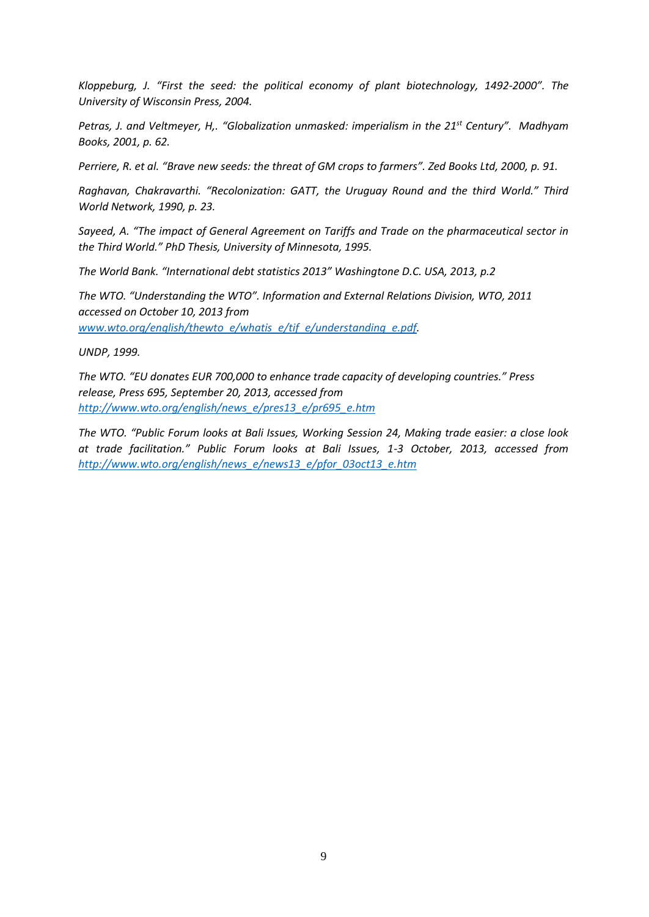*Kloppeburg, J. "First the seed: the political economy of plant biotechnology, 1492-2000". The University of Wisconsin Press, 2004.*

*Petras, J. and Veltmeyer, H,. "Globalization unmasked: imperialism in the 21st Century". Madhyam Books, 2001, p. 62.*

*Perriere, R. et al. "Brave new seeds: the threat of GM crops to farmers". Zed Books Ltd, 2000, p. 91.*

*Raghavan, Chakravarthi. "Recolonization: GATT, the Uruguay Round and the third World." Third World Network, 1990, p. 23.*

*Sayeed, A. "The impact of General Agreement on Tariffs and Trade on the pharmaceutical sector in the Third World." PhD Thesis, University of Minnesota, 1995.*

*The World Bank. "International debt statistics 2013" Washingtone D.C. USA, 2013, p.2*

*The WTO. "Understanding the WTO". Information and External Relations Division, WTO, 2011 accessed on October 10, 2013 from [www.wto.org/english/thewto_e/whatis_e/tif_e/understanding_e.pdf](www.wto.org/english/thewto_e/whatis_e/tif_e/understanding_e.pdf).*

*UNDP, 1999.*

*The WTO. "EU donates EUR 700,000 to enhance trade capacity of developing countries." Press release, Press 695, September 20, 2013, accessed from [http://www.wto.org/english/news_e/pres13_e/pr695_e.htm](http://www.wto.org/english/news_e/pres13_e/pr695_e.htm)*

*The WTO. "Public Forum looks at Bali Issues, Working Session 24, Making trade easier: a close look at trade facilitation." Public Forum looks at Bali Issues, 1-3 October, 2013, accessed from [http://www.wto.org/english/news_e/news13_e/pfor_03oct13_e.htm](http://www.wto.org/english/news_e/news13_e/pfor_03oct13_e.htm)*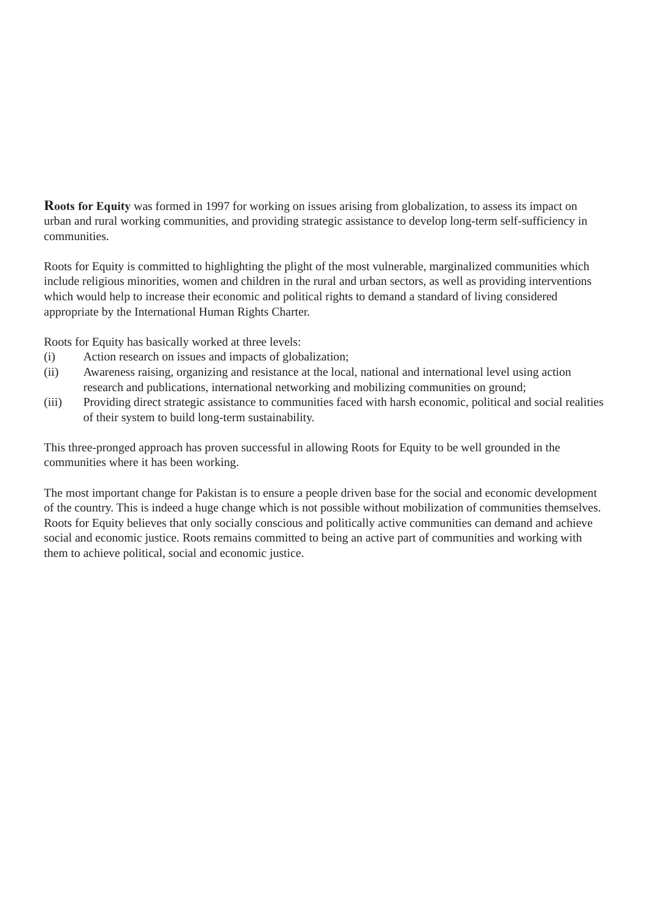**Roots for Equity** was formed in 1997 for working on issues arising from globalization, to assess its impact on urban and rural working communities, and providing strategic assistance to develop long-term self-sufficiency in communities.

Roots for Equity is committed to highlighting the plight of the most vulnerable, marginalized communities which include religious minorities, women and children in the rural and urban sectors, as well as providing interventions which would help to increase their economic and political rights to demand a standard of living considered appropriate by the International Human Rights Charter.

Roots for Equity has basically worked at three levels:

(i) Action research on issues and impacts of globalization;
(ii) Awareness raising, organizing and resistance at the local, national and international level using action research and publications, international networking and mobilizing communities on ground;
(iii) Providing direct strategic assistance to communities faced with harsh economic, political and social realities of their system to build long-term sustainability.

This three-pronged approach has proven successful in allowing Roots for Equity to be well grounded in the communities where it has been working.

The most important change for Pakistan is to ensure a people driven base for the social and economic development of the country. This is indeed a huge change which is not possible without mobilization of communities themselves. Roots for Equity believes that only socially conscious and politically active communities can demand and achieve social and economic justice. Roots remains committed to being an active part of communities and working with them to achieve political, social and economic justice.